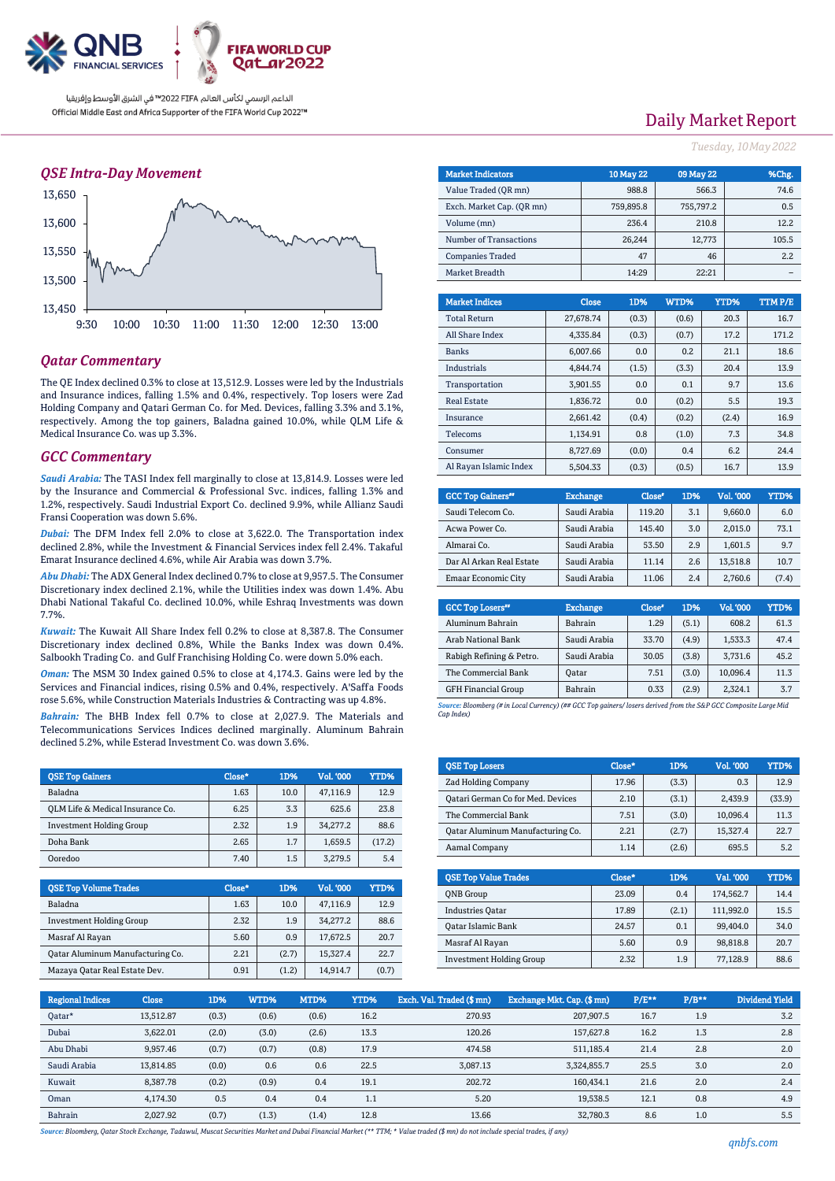الداعم الرسمي لكأس العالم FIFA 2022™ في الشرق الأوسط وإفريقيا
Official Middle East and Africa Supporter of the FIFA World Cup 2022™

# Daily Market Report

*Tuesday, 10 May 2022*

## QSE Intra-Day Movement

## Qatar Commentary

The QE Index declined 0.3% to close at 13,512.9. Losses were led by the Industrials and Insurance indices, falling 1.5% and 0.4%, respectively. Top losers were Zad Holding Company and Qatari German Co. for Med. Devices, falling 3.3% and 3.1%, respectively. Among the top gainers, Baladna gained 10.0%, while QLM Life & Medical Insurance Co. was up 3.3%.

## GCC Commentary

***Saudi Arabia:*** The TASI Index fell marginally to close at 13,814.9. Losses were led by the Insurance and Commercial & Professional Svc. indices, falling 1.3% and 1.2%, respectively. Saudi Industrial Export Co. declined 9.9%, while Allianz Saudi Fransi Cooperation was down 5.6%.

***Dubai:*** The DFM Index fell 2.0% to close at 3,622.0. The Transportation index declined 2.8%, while the Investment & Financial Services index fell 2.4%. Takaful Emarat Insurance declined 4.6%, while Air Arabia was down 3.7%.

***Abu Dhabi:*** The ADX General Index declined 0.7% to close at 9,957.5. The Consumer Discretionary index declined 2.1%, while the Utilities index was down 1.4%. Abu Dhabi National Takaful Co. declined 10.0%, while Eshraq Investments was down 7.7%.

***Kuwait:*** The Kuwait All Share Index fell 0.2% to close at 8,387.8. The Consumer Discretionary index declined 0.8%, While the Banks Index was down 0.4%. Salbookh Trading Co. and Gulf Franchising Holding Co. were down 5.0% each.

***Oman:*** The MSM 30 Index gained 0.5% to close at 4,174.3. Gains were led by the Services and Financial indices, rising 0.5% and 0.4%, respectively. A'Saffa Foods rose 5.6%, while Construction Materials Industries & Contracting was up 4.8%.

***Bahrain:*** The BHB Index fell 0.7% to close at 2,027.9. The Materials and Telecommunications Services Indices declined marginally. Aluminum Bahrain declined 5.2%, while Esterad Investment Co. was down 3.6%.

| Market Indicators | 10 May 22 | 09 May 22 | %Chg. |
|---|---|---|---|
| Value Traded (QR mn) | 988.8 | 566.3 | 74.6 |
| Exch. Market Cap. (QR mn) | 759,895.8 | 755,797.2 | 0.5 |
| Volume (mn) | 236.4 | 210.8 | 12.2 |
| Number of Transactions | 26,244 | 12,773 | 105.5 |
| Companies Traded | 47 | 46 | 2.2 |
| Market Breadth | 14:29 | 22:21 | – |

| Market Indices | Close | 1D% | WTD% | YTD% | TTM P/E |
|---|---|---|---|---|---|
| Total Return | 27,678.74 | (0.3) | (0.6) | 20.3 | 16.7 |
| All Share Index | 4,335.84 | (0.3) | (0.7) | 17.2 | 171.2 |
| Banks | 6,007.66 | 0.0 | 0.2 | 21.1 | 18.6 |
| Industrials | 4,844.74 | (1.5) | (3.3) | 20.4 | 13.9 |
| Transportation | 3,901.55 | 0.0 | 0.1 | 9.7 | 13.6 |
| Real Estate | 1,836.72 | 0.0 | (0.2) | 5.5 | 19.3 |
| Insurance | 2,661.42 | (0.4) | (0.2) | (2.4) | 16.9 |
| Telecoms | 1,134.91 | 0.8 | (1.0) | 7.3 | 34.8 |
| Consumer | 8,727.69 | (0.0) | 0.4 | 6.2 | 24.4 |
| Al Rayan Islamic Index | 5,504.33 | (0.3) | (0.5) | 16.7 | 13.9 |

| GCC Top Gainers## | Exchange | Close# | 1D% | Vol. '000 | YTD% |
|---|---|---|---|---|---|
| Saudi Telecom Co. | Saudi Arabia | 119.20 | 3.1 | 9,660.0 | 6.0 |
| Acwa Power Co. | Saudi Arabia | 145.40 | 3.0 | 2,015.0 | 73.1 |
| Almarai Co. | Saudi Arabia | 53.50 | 2.9 | 1,601.5 | 9.7 |
| Dar Al Arkan Real Estate | Saudi Arabia | 11.14 | 2.6 | 13,518.8 | 10.7 |
| Emaar Economic City | Saudi Arabia | 11.06 | 2.4 | 2,760.6 | (7.4) |

| GCC Top Losers## | Exchange | Close# | 1D% | Vol. '000 | YTD% |
|---|---|---|---|---|---|
| Aluminum Bahrain | Bahrain | 1.29 | (5.1) | 608.2 | 61.3 |
| Arab National Bank | Saudi Arabia | 33.70 | (4.9) | 1,533.3 | 47.4 |
| Rabigh Refining & Petro. | Saudi Arabia | 30.05 | (3.8) | 3,731.6 | 45.2 |
| The Commercial Bank | Qatar | 7.51 | (3.0) | 10,096.4 | 11.3 |
| GFH Financial Group | Bahrain | 0.33 | (2.9) | 2,324.1 | 3.7 |

*Source: Bloomberg (# in Local Currency) (## GCC Top gainers/ losers derived from the S&P GCC Composite Large Mid Cap Index)*

| QSE Top Gainers | Close* | 1D% | Vol. '000 | YTD% |
|---|---|---|---|---|
| Baladna | 1.63 | 10.0 | 47,116.9 | 12.9 |
| QLM Life & Medical Insurance Co. | 6.25 | 3.3 | 625.6 | 23.8 |
| Investment Holding Group | 2.32 | 1.9 | 34,277.2 | 88.6 |
| Doha Bank | 2.65 | 1.7 | 1,659.5 | (17.2) |
| Ooredoo | 7.40 | 1.5 | 3,279.5 | 5.4 |

| QSE Top Volume Trades | Close* | 1D% | Vol. '000 | YTD% |
|---|---|---|---|---|
| Baladna | 1.63 | 10.0 | 47,116.9 | 12.9 |
| Investment Holding Group | 2.32 | 1.9 | 34,277.2 | 88.6 |
| Masraf Al Rayan | 5.60 | 0.9 | 17,672.5 | 20.7 |
| Qatar Aluminum Manufacturing Co. | 2.21 | (2.7) | 15,327.4 | 22.7 |
| Mazaya Qatar Real Estate Dev. | 0.91 | (1.2) | 14,914.7 | (0.7) |

| QSE Top Losers | Close* | 1D% | Vol. '000 | YTD% |
|---|---|---|---|---|
| Zad Holding Company | 17.96 | (3.3) | 0.3 | 12.9 |
| Qatari German Co for Med. Devices | 2.10 | (3.1) | 2,439.9 | (33.9) |
| The Commercial Bank | 7.51 | (3.0) | 10,096.4 | 11.3 |
| Qatar Aluminum Manufacturing Co. | 2.21 | (2.7) | 15,327.4 | 22.7 |
| Aamal Company | 1.14 | (2.6) | 695.5 | 5.2 |

| QSE Top Value Trades | Close* | 1D% | Val. '000 | YTD% |
|---|---|---|---|---|
| QNB Group | 23.09 | 0.4 | 174,562.7 | 14.4 |
| Industries Qatar | 17.89 | (2.1) | 111,992.0 | 15.5 |
| Qatar Islamic Bank | 24.57 | 0.1 | 99,404.0 | 34.0 |
| Masraf Al Rayan | 5.60 | 0.9 | 98,818.8 | 20.7 |
| Investment Holding Group | 2.32 | 1.9 | 77,128.9 | 88.6 |

| Regional Indices | Close | 1D% | WTD% | MTD% | YTD% | Exch. Val. Traded ($ mn) | Exchange Mkt. Cap. ($ mn) | P/E** | P/B** | Dividend Yield |
|---|---|---|---|---|---|---|---|---|---|---|
| Qatar* | 13,512.87 | (0.3) | (0.6) | (0.6) | 16.2 | 270.93 | 207,907.5 | 16.7 | 1.9 | 3.2 |
| Dubai | 3,622.01 | (2.0) | (3.0) | (2.6) | 13.3 | 120.26 | 157,627.8 | 16.2 | 1.3 | 2.8 |
| Abu Dhabi | 9,957.46 | (0.7) | (0.7) | (0.8) | 17.9 | 474.58 | 511,185.4 | 21.4 | 2.8 | 2.0 |
| Saudi Arabia | 13,814.85 | (0.0) | 0.6 | 0.6 | 22.5 | 3,087.13 | 3,324,855.7 | 25.5 | 3.0 | 2.0 |
| Kuwait | 8,387.78 | (0.2) | (0.9) | 0.4 | 19.1 | 202.72 | 160,434.1 | 21.6 | 2.0 | 2.4 |
| Oman | 4,174.30 | 0.5 | 0.4 | 0.4 | 1.1 | 5.20 | 19,538.5 | 12.1 | 0.8 | 4.9 |
| Bahrain | 2,027.92 | (0.7) | (1.3) | (1.4) | 12.8 | 13.66 | 32,780.3 | 8.6 | 1.0 | 5.5 |

*Source: Bloomberg, Qatar Stock Exchange, Tadawul, Muscat Securities Market and Dubai Financial Market (** TTM; * Value traded ($ mn) do not include special trades, if any)*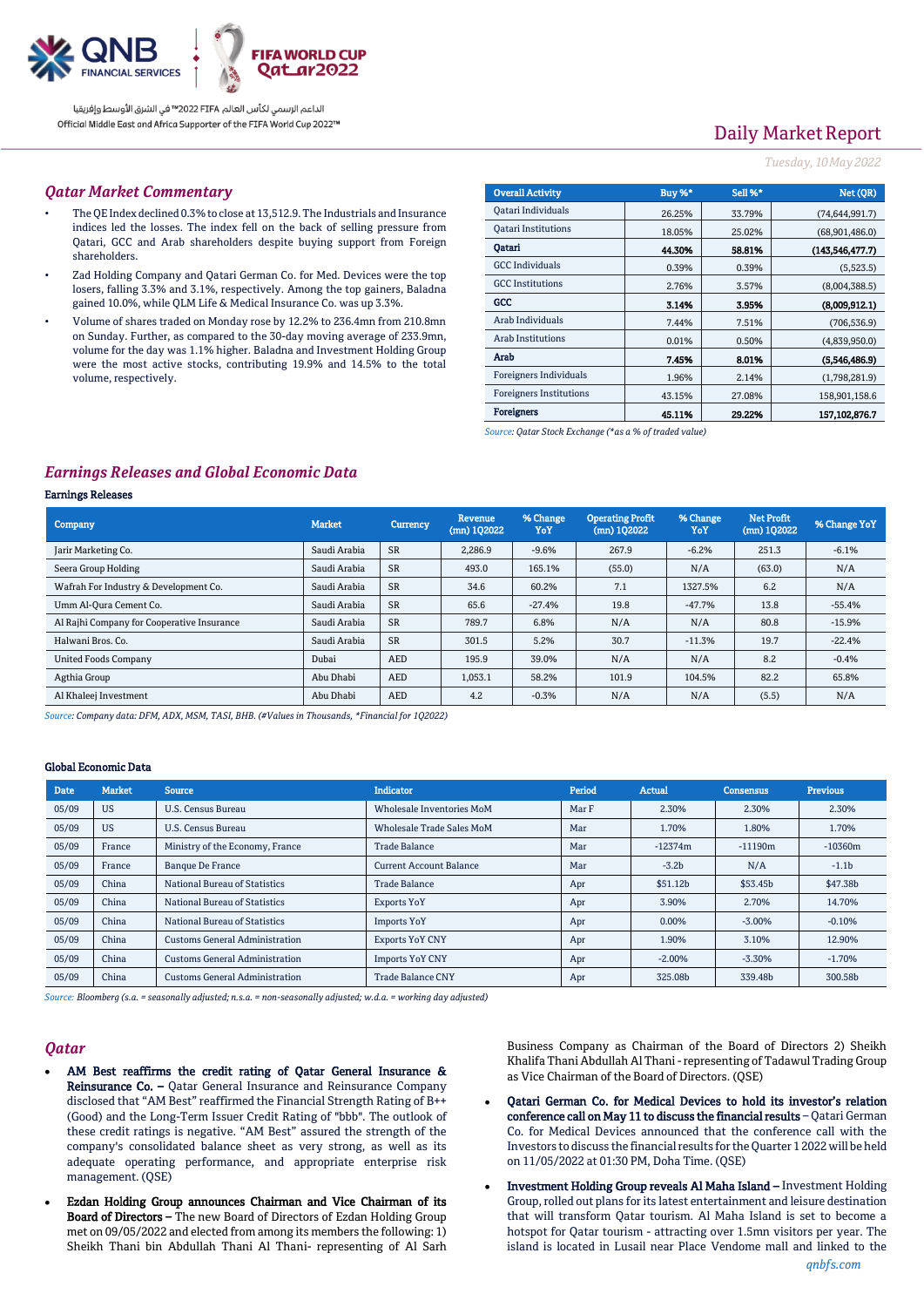QNB FINANCIAL SERVICES

FIFA WORLD CUP Qatar2022

الداعم الرسمي لكأس العالم FIFA 2022™ في الشرق الأوسط وإفريقيا
Official Middle East and Africa Supporter of the FIFA World Cup 2022™

# Daily Market Report

*Tuesday, 10 May 2022*

## Qatar Market Commentary

- The QE Index declined 0.3% to close at 13,512.9. The Industrials and Insurance indices led the losses. The index fell on the back of selling pressure from Qatari, GCC and Arab shareholders despite buying support from Foreign shareholders.
- Zad Holding Company and Qatari German Co. for Med. Devices were the top losers, falling 3.3% and 3.1%, respectively. Among the top gainers, Baladna gained 10.0%, while QLM Life & Medical Insurance Co. was up 3.3%.
- Volume of shares traded on Monday rose by 12.2% to 236.4mn from 210.8mn on Sunday. Further, as compared to the 30-day moving average of 233.9mn, volume for the day was 1.1% higher. Baladna and Investment Holding Group were the most active stocks, contributing 19.9% and 14.5% to the total volume, respectively.

| Overall Activity | Buy %* | Sell %* | Net (QR) |
|---|---|---|---|
| Qatari Individuals | 26.25% | 33.79% | (74,644,991.7) |
| Qatari Institutions | 18.05% | 25.02% | (68,901,486.0) |
| **Qatari** | **44.30%** | **58.81%** | **(143,546,477.7)** |
| GCC Individuals | 0.39% | 0.39% | (5,523.5) |
| GCC Institutions | 2.76% | 3.57% | (8,004,388.5) |
| **GCC** | **3.14%** | **3.95%** | **(8,009,912.1)** |
| Arab Individuals | 7.44% | 7.51% | (706,536.9) |
| Arab Institutions | 0.01% | 0.50% | (4,839,950.0) |
| **Arab** | **7.45%** | **8.01%** | **(5,546,486.9)** |
| Foreigners Individuals | 1.96% | 2.14% | (1,798,281.9) |
| Foreigners Institutions | 43.15% | 27.08% | 158,901,158.6 |
| **Foreigners** | **45.11%** | **29.22%** | **157,102,876.7** |

*Source: Qatar Stock Exchange (\*as a % of traded value)*

## Earnings Releases and Global Economic Data

### Earnings Releases

| Company | Market | Currency | Revenue (mn) 1Q2022 | % Change YoY | Operating Profit (mn) 1Q2022 | % Change YoY | Net Profit (mn) 1Q2022 | % Change YoY |
|---|---|---|---|---|---|---|---|---|
| Jarir Marketing Co. | Saudi Arabia | SR | 2,286.9 | -9.6% | 267.9 | -6.2% | 251.3 | -6.1% |
| Seera Group Holding | Saudi Arabia | SR | 493.0 | 165.1% | (55.0) | N/A | (63.0) | N/A |
| Wafrah For Industry & Development Co. | Saudi Arabia | SR | 34.6 | 60.2% | 7.1 | 1327.5% | 6.2 | N/A |
| Umm Al-Qura Cement Co. | Saudi Arabia | SR | 65.6 | -27.4% | 19.8 | -47.7% | 13.8 | -55.4% |
| Al Rajhi Company for Cooperative Insurance | Saudi Arabia | SR | 789.7 | 6.8% | N/A | N/A | 80.8 | -15.9% |
| Halwani Bros. Co. | Saudi Arabia | SR | 301.5 | 5.2% | 30.7 | -11.3% | 19.7 | -22.4% |
| United Foods Company | Dubai | AED | 195.9 | 39.0% | N/A | N/A | 8.2 | -0.4% |
| Agthia Group | Abu Dhabi | AED | 1,053.1 | 58.2% | 101.9 | 104.5% | 82.2 | 65.8% |
| Al Khaleej Investment | Abu Dhabi | AED | 4.2 | -0.3% | N/A | N/A | (5.5) | N/A |

*Source: Company data: DFM, ADX, MSM, TASI, BHB. (#Values in Thousands, \*Financial for 1Q2022)*

### Global Economic Data

| Date | Market | Source | Indicator | Period | Actual | Consensus | Previous |
|---|---|---|---|---|---|---|---|
| 05/09 | US | U.S. Census Bureau | Wholesale Inventories MoM | Mar F | 2.30% | 2.30% | 2.30% |
| 05/09 | US | U.S. Census Bureau | Wholesale Trade Sales MoM | Mar | 1.70% | 1.80% | 1.70% |
| 05/09 | France | Ministry of the Economy, France | Trade Balance | Mar | -12374m | -11190m | -10360m |
| 05/09 | France | Banque De France | Current Account Balance | Mar | -3.2b | N/A | -1.1b |
| 05/09 | China | National Bureau of Statistics | Trade Balance | Apr | $51.12b | $53.45b | $47.38b |
| 05/09 | China | National Bureau of Statistics | Exports YoY | Apr | 3.90% | 2.70% | 14.70% |
| 05/09 | China | National Bureau of Statistics | Imports YoY | Apr | 0.00% | -3.00% | -0.10% |
| 05/09 | China | Customs General Administration | Exports YoY CNY | Apr | 1.90% | 3.10% | 12.90% |
| 05/09 | China | Customs General Administration | Imports YoY CNY | Apr | -2.00% | -3.30% | -1.70% |
| 05/09 | China | Customs General Administration | Trade Balance CNY | Apr | 325.08b | 339.48b | 300.58b |

*Source: Bloomberg (s.a. = seasonally adjusted; n.s.a. = non-seasonally adjusted; w.d.a. = working day adjusted)*

## Qatar

- **AM Best reaffirms the credit rating of Qatar General Insurance & Reinsurance Co. –** Qatar General Insurance and Reinsurance Company disclosed that "AM Best" reaffirmed the Financial Strength Rating of B++ (Good) and the Long-Term Issuer Credit Rating of "bbb". The outlook of these credit ratings is negative. "AM Best" assured the strength of the company's consolidated balance sheet as very strong, as well as its adequate operating performance, and appropriate enterprise risk management. (QSE)
- **Ezdan Holding Group announces Chairman and Vice Chairman of its Board of Directors –** The new Board of Directors of Ezdan Holding Group met on 09/05/2022 and elected from among its members the following: 1) Sheikh Thani bin Abdullah Thani Al Thani- representing of Al Sarh Business Company as Chairman of the Board of Directors 2) Sheikh Khalifa Thani Abdullah Al Thani - representing of Tadawul Trading Group as Vice Chairman of the Board of Directors. (QSE)
- **Qatari German Co. for Medical Devices to hold its investor's relation conference call on May 11 to discuss the financial results –** Qatari German Co. for Medical Devices announced that the conference call with the Investors to discuss the financial results for the Quarter 1 2022 will be held on 11/05/2022 at 01:30 PM, Doha Time. (QSE)
- **Investment Holding Group reveals Al Maha Island –** Investment Holding Group, rolled out plans for its latest entertainment and leisure destination that will transform Qatar tourism. Al Maha Island is set to become a hotspot for Qatar tourism - attracting over 1.5mn visitors per year. The island is located in Lusail near Place Vendome mall and linked to the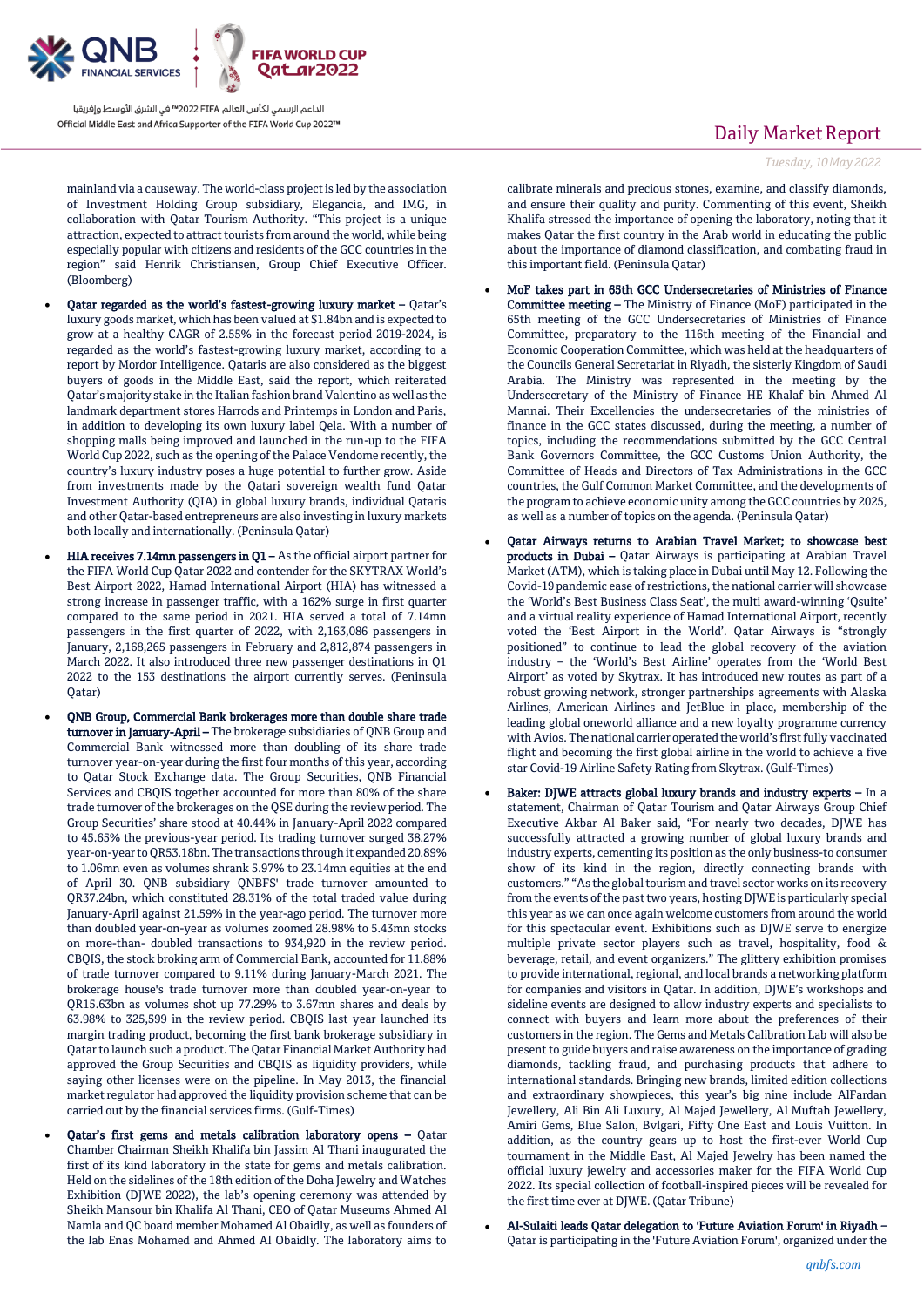mainland via a causeway. The world-class project is led by the association of Investment Holding Group subsidiary, Elegancia, and IMG, in collaboration with Qatar Tourism Authority. "This project is a unique attraction, expected to attract tourists from around the world, while being especially popular with citizens and residents of the GCC countries in the region" said Henrik Christiansen, Group Chief Executive Officer. (Bloomberg)

- **Qatar regarded as the world's fastest-growing luxury market –** Qatar's luxury goods market, which has been valued at $1.84bn and is expected to grow at a healthy CAGR of 2.55% in the forecast period 2019-2024, is regarded as the world's fastest-growing luxury market, according to a report by Mordor Intelligence. Qataris are also considered as the biggest buyers of goods in the Middle East, said the report, which reiterated Qatar's majority stake in the Italian fashion brand Valentino as well as the landmark department stores Harrods and Printemps in London and Paris, in addition to developing its own luxury label Qela. With a number of shopping malls being improved and launched in the run-up to the FIFA World Cup 2022, such as the opening of the Palace Vendome recently, the country's luxury industry poses a huge potential to further grow. Aside from investments made by the Qatari sovereign wealth fund Qatar Investment Authority (QIA) in global luxury brands, individual Qataris and other Qatar-based entrepreneurs are also investing in luxury markets both locally and internationally. (Peninsula Qatar)

- **HIA receives 7.14mn passengers in Q1 –** As the official airport partner for the FIFA World Cup Qatar 2022 and contender for the SKYTRAX World's Best Airport 2022, Hamad International Airport (HIA) has witnessed a strong increase in passenger traffic, with a 162% surge in first quarter compared to the same period in 2021. HIA served a total of 7.14mn passengers in the first quarter of 2022, with 2,163,086 passengers in January, 2,168,265 passengers in February and 2,812,874 passengers in March 2022. It also introduced three new passenger destinations in Q1 2022 to the 153 destinations the airport currently serves. (Peninsula Qatar)

- **QNB Group, Commercial Bank brokerages more than double share trade turnover in January-April –** The brokerage subsidiaries of QNB Group and Commercial Bank witnessed more than doubling of its share trade turnover year-on-year during the first four months of this year, according to Qatar Stock Exchange data. The Group Securities, QNB Financial Services and CBQIS together accounted for more than 80% of the share trade turnover of the brokerages on the QSE during the review period. The Group Securities' share stood at 40.44% in January-April 2022 compared to 45.65% the previous-year period. Its trading turnover surged 38.27% year-on-year to QR53.18bn. The transactions through it expanded 20.89% to 1.06mn even as volumes shrank 5.97% to 23.14mn equities at the end of April 30. QNB subsidiary QNBFS' trade turnover amounted to QR37.24bn, which constituted 28.31% of the total traded value during January-April against 21.59% in the year-ago period. The turnover more than doubled year-on-year as volumes zoomed 28.98% to 5.43mn stocks on more-than- doubled transactions to 934,920 in the review period. CBQIS, the stock broking arm of Commercial Bank, accounted for 11.88% of trade turnover compared to 9.11% during January-March 2021. The brokerage house's trade turnover more than doubled year-on-year to QR15.63bn as volumes shot up 77.29% to 3.67mn shares and deals by 63.98% to 325,599 in the review period. CBQIS last year launched its margin trading product, becoming the first bank brokerage subsidiary in Qatar to launch such a product. The Qatar Financial Market Authority had approved the Group Securities and CBQIS as liquidity providers, while saying other licenses were on the pipeline. In May 2013, the financial market regulator had approved the liquidity provision scheme that can be carried out by the financial services firms. (Gulf-Times)

- **Qatar's first gems and metals calibration laboratory opens –** Qatar Chamber Chairman Sheikh Khalifa bin Jassim Al Thani inaugurated the first of its kind laboratory in the state for gems and metals calibration. Held on the sidelines of the 18th edition of the Doha Jewelry and Watches Exhibition (DJWE 2022), the lab's opening ceremony was attended by Sheikh Mansour bin Khalifa Al Thani, CEO of Qatar Museums Ahmed Al Namla and QC board member Mohamed Al Obaidly, as well as founders of the lab Enas Mohamed and Ahmed Al Obaidly. The laboratory aims to calibrate minerals and precious stones, examine, and classify diamonds, and ensure their quality and purity. Commenting of this event, Sheikh Khalifa stressed the importance of opening the laboratory, noting that it makes Qatar the first country in the Arab world in educating the public about the importance of diamond classification, and combating fraud in this important field. (Peninsula Qatar)

- **MoF takes part in 65th GCC Undersecretaries of Ministries of Finance Committee meeting –** The Ministry of Finance (MoF) participated in the 65th meeting of the GCC Undersecretaries of Ministries of Finance Committee, preparatory to the 116th meeting of the Financial and Economic Cooperation Committee, which was held at the headquarters of the Councils General Secretariat in Riyadh, the sisterly Kingdom of Saudi Arabia. The Ministry was represented in the meeting by the Undersecretary of the Ministry of Finance HE Khalaf bin Ahmed Al Mannai. Their Excellencies the undersecretaries of the ministries of finance in the GCC states discussed, during the meeting, a number of topics, including the recommendations submitted by the GCC Central Bank Governors Committee, the GCC Customs Union Authority, the Committee of Heads and Directors of Tax Administrations in the GCC countries, the Gulf Common Market Committee, and the developments of the program to achieve economic unity among the GCC countries by 2025, as well as a number of topics on the agenda. (Peninsula Qatar)

- **Qatar Airways returns to Arabian Travel Market; to showcase best products in Dubai –** Qatar Airways is participating at Arabian Travel Market (ATM), which is taking place in Dubai until May 12. Following the Covid-19 pandemic ease of restrictions, the national carrier will showcase the 'World's Best Business Class Seat', the multi award-winning 'Qsuite' and a virtual reality experience of Hamad International Airport, recently voted the 'Best Airport in the World'. Qatar Airways is "strongly positioned" to continue to lead the global recovery of the aviation industry – the 'World's Best Airline' operates from the 'World Best Airport' as voted by Skytrax. It has introduced new routes as part of a robust growing network, stronger partnerships agreements with Alaska Airlines, American Airlines and JetBlue in place, membership of the leading global oneworld alliance and a new loyalty programme currency with Avios. The national carrier operated the world's first fully vaccinated flight and becoming the first global airline in the world to achieve a five star Covid-19 Airline Safety Rating from Skytrax. (Gulf-Times)

- **Baker: DJWE attracts global luxury brands and industry experts –** In a statement, Chairman of Qatar Tourism and Qatar Airways Group Chief Executive Akbar Al Baker said, "For nearly two decades, DJWE has successfully attracted a growing number of global luxury brands and industry experts, cementing its position as the only business-to consumer show of its kind in the region, directly connecting brands with customers." "As the global tourism and travel sector works on its recovery from the events of the past two years, hosting DJWE is particularly special this year as we can once again welcome customers from around the world for this spectacular event. Exhibitions such as DJWE serve to energize multiple private sector players such as travel, hospitality, food & beverage, retail, and event organizers." The glittery exhibition promises to provide international, regional, and local brands a networking platform for companies and visitors in Qatar. In addition, DJWE's workshops and sideline events are designed to allow industry experts and specialists to connect with buyers and learn more about the preferences of their customers in the region. The Gems and Metals Calibration Lab will also be present to guide buyers and raise awareness on the importance of grading diamonds, tackling fraud, and purchasing products that adhere to international standards. Bringing new brands, limited edition collections and extraordinary showpieces, this year's big nine include AlFardan Jewellery, Ali Bin Ali Luxury, Al Majed Jewellery, Al Muftah Jewellery, Amiri Gems, Blue Salon, Bvlgari, Fifty One East and Louis Vuitton. In addition, as the country gears up to host the first-ever World Cup tournament in the Middle East, Al Majed Jewelry has been named the official luxury jewelry and accessories maker for the FIFA World Cup 2022. Its special collection of football-inspired pieces will be revealed for the first time ever at DJWE. (Qatar Tribune)

- **Al-Sulaiti leads Qatar delegation to 'Future Aviation Forum' in Riyadh –** Qatar is participating in the 'Future Aviation Forum', organized under the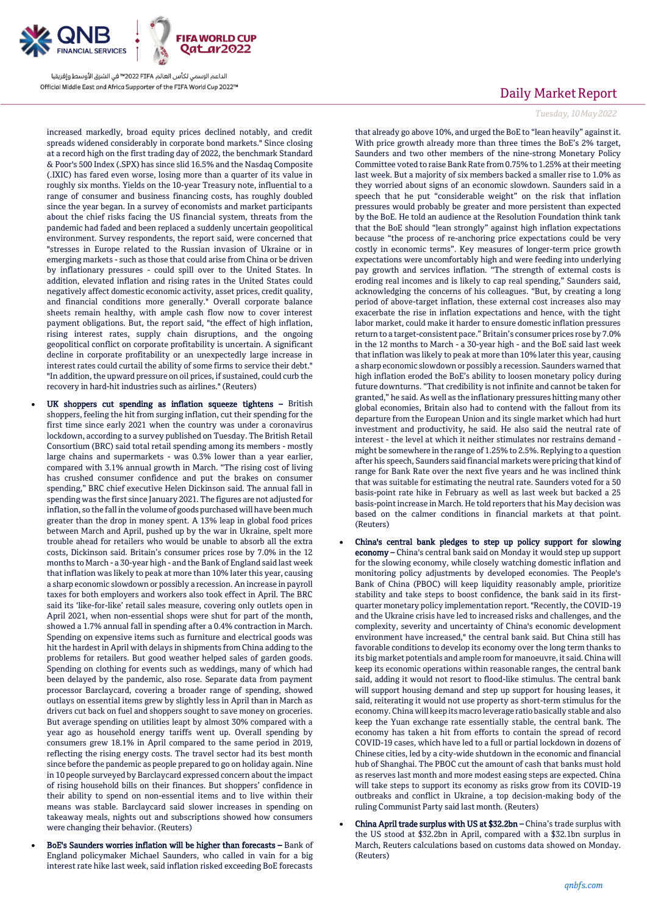increased markedly, broad equity prices declined notably, and credit spreads widened considerably in corporate bond markets." Since closing at a record high on the first trading day of 2022, the benchmark Standard & Poor's 500 Index (.SPX) has since slid 16.5% and the Nasdaq Composite (.IXIC) has fared even worse, losing more than a quarter of its value in roughly six months. Yields on the 10-year Treasury note, influential to a range of consumer and business financing costs, has roughly doubled since the year began. In a survey of economists and market participants about the chief risks facing the US financial system, threats from the pandemic had faded and been replaced a suddenly uncertain geopolitical environment. Survey respondents, the report said, were concerned that "stresses in Europe related to the Russian invasion of Ukraine or in emerging markets - such as those that could arise from China or be driven by inflationary pressures - could spill over to the United States. In addition, elevated inflation and rising rates in the United States could negatively affect domestic economic activity, asset prices, credit quality, and financial conditions more generally." Overall corporate balance sheets remain healthy, with ample cash flow now to cover interest payment obligations. But, the report said, "the effect of high inflation, rising interest rates, supply chain disruptions, and the ongoing geopolitical conflict on corporate profitability is uncertain. A significant decline in corporate profitability or an unexpectedly large increase in interest rates could curtail the ability of some firms to service their debt." "In addition, the upward pressure on oil prices, if sustained, could curb the recovery in hard-hit industries such as airlines." (Reuters)

- **UK shoppers cut spending as inflation squeeze tightens –** British shoppers, feeling the hit from surging inflation, cut their spending for the first time since early 2021 when the country was under a coronavirus lockdown, according to a survey published on Tuesday. The British Retail Consortium (BRC) said total retail spending among its members - mostly large chains and supermarkets - was 0.3% lower than a year earlier, compared with 3.1% annual growth in March. "The rising cost of living has crushed consumer confidence and put the brakes on consumer spending," BRC chief executive Helen Dickinson said. The annual fall in spending was the first since January 2021. The figures are not adjusted for inflation, so the fall in the volume of goods purchased will have been much greater than the drop in money spent. A 13% leap in global food prices between March and April, pushed up by the war in Ukraine, spelt more trouble ahead for retailers who would be unable to absorb all the extra costs, Dickinson said. Britain's consumer prices rose by 7.0% in the 12 months to March - a 30-year high - and the Bank of England said last week that inflation was likely to peak at more than 10% later this year, causing a sharp economic slowdown or possibly a recession. An increase in payroll taxes for both employers and workers also took effect in April. The BRC said its 'like-for-like' retail sales measure, covering only outlets open in April 2021, when non-essential shops were shut for part of the month, showed a 1.7% annual fall in spending after a 0.4% contraction in March. Spending on expensive items such as furniture and electrical goods was hit the hardest in April with delays in shipments from China adding to the problems for retailers. But good weather helped sales of garden goods. Spending on clothing for events such as weddings, many of which had been delayed by the pandemic, also rose. Separate data from payment processor Barclaycard, covering a broader range of spending, showed outlays on essential items grew by slightly less in April than in March as drivers cut back on fuel and shoppers sought to save money on groceries. But average spending on utilities leapt by almost 30% compared with a year ago as household energy tariffs went up. Overall spending by consumers grew 18.1% in April compared to the same period in 2019, reflecting the rising energy costs. The travel sector had its best month since before the pandemic as people prepared to go on holiday again. Nine in 10 people surveyed by Barclaycard expressed concern about the impact of rising household bills on their finances. But shoppers' confidence in their ability to spend on non-essential items and to live within their means was stable. Barclaycard said slower increases in spending on takeaway meals, nights out and subscriptions showed how consumers were changing their behavior. (Reuters)

- **BoE's Saunders worries inflation will be higher than forecasts –** Bank of England policymaker Michael Saunders, who called in vain for a big interest rate hike last week, said inflation risked exceeding BoE forecasts that already go above 10%, and urged the BoE to "lean heavily" against it. With price growth already more than three times the BoE's 2% target, Saunders and two other members of the nine-strong Monetary Policy Committee voted to raise Bank Rate from 0.75% to 1.25% at their meeting last week. But a majority of six members backed a smaller rise to 1.0% as they worried about signs of an economic slowdown. Saunders said in a speech that he put "considerable weight" on the risk that inflation pressures would probably be greater and more persistent than expected by the BoE. He told an audience at the Resolution Foundation think tank that the BoE should "lean strongly" against high inflation expectations because "the process of re-anchoring price expectations could be very costly in economic terms". Key measures of longer-term price growth expectations were uncomfortably high and were feeding into underlying pay growth and services inflation. "The strength of external costs is eroding real incomes and is likely to cap real spending," Saunders said, acknowledging the concerns of his colleagues. "But, by creating a long period of above-target inflation, these external cost increases also may exacerbate the rise in inflation expectations and hence, with the tight labor market, could make it harder to ensure domestic inflation pressures return to a target-consistent pace." Britain's consumer prices rose by 7.0% in the 12 months to March - a 30-year high - and the BoE said last week that inflation was likely to peak at more than 10% later this year, causing a sharp economic slowdown or possibly a recession. Saunders warned that high inflation eroded the BoE's ability to loosen monetary policy during future downturns. "That credibility is not infinite and cannot be taken for granted," he said. As well as the inflationary pressures hitting many other global economies, Britain also had to contend with the fallout from its departure from the European Union and its single market which had hurt investment and productivity, he said. He also said the neutral rate of interest - the level at which it neither stimulates nor restrains demand - might be somewhere in the range of 1.25% to 2.5%. Replying to a question after his speech, Saunders said financial markets were pricing that kind of range for Bank Rate over the next five years and he was inclined think that was suitable for estimating the neutral rate. Saunders voted for a 50 basis-point rate hike in February as well as last week but backed a 25 basis-point increase in March. He told reporters that his May decision was based on the calmer conditions in financial markets at that point. (Reuters)

- **China's central bank pledges to step up policy support for slowing economy –** China's central bank said on Monday it would step up support for the slowing economy, while closely watching domestic inflation and monitoring policy adjustments by developed economies. The People's Bank of China (PBOC) will keep liquidity reasonably ample, prioritize stability and take steps to boost confidence, the bank said in its first-quarter monetary policy implementation report. "Recently, the COVID-19 and the Ukraine crisis have led to increased risks and challenges, and the complexity, severity and uncertainty of China's economic development environment have increased," the central bank said. But China still has favorable conditions to develop its economy over the long term thanks to its big market potentials and ample room for manoeuvre, it said. China will keep its economic operations within reasonable ranges, the central bank said, adding it would not resort to flood-like stimulus. The central bank will support housing demand and step up support for housing leases, it said, reiterating it would not use property as short-term stimulus for the economy. China will keep its macro leverage ratio basically stable and also keep the Yuan exchange rate basically stable, the central bank. The economy has taken a hit from efforts to contain the spread of record COVID-19 cases, which have led to a full or partial lockdown in dozens of Chinese cities, led by a city-wide shutdown in the economic and financial hub of Shanghai. The PBOC cut the amount of cash that banks must hold as reserves last month and more modest easing steps are expected. China will take steps to support its economy as risks grow from its COVID-19 outbreaks and conflict in Ukraine, a top decision-making body of the ruling Communist Party said last month. (Reuters)

- **China April trade surplus with US at $32.2bn –** China's trade surplus with the US stood at $32.2bn in April, compared with a $32.1bn surplus in March, Reuters calculations based on customs data showed on Monday. (Reuters)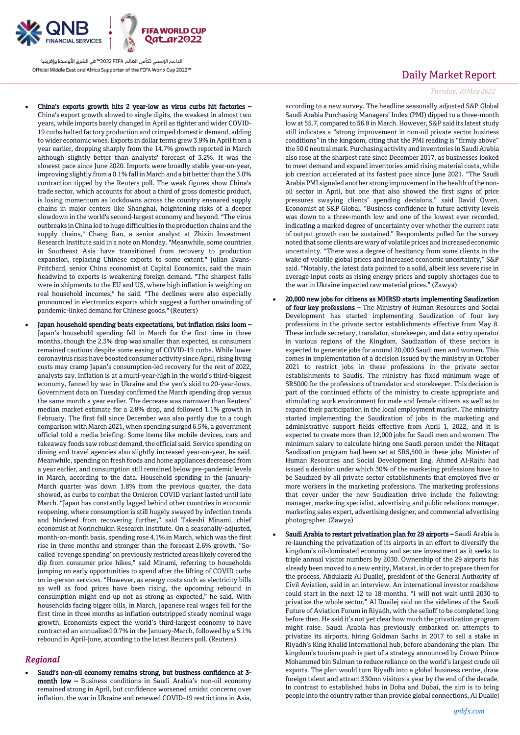- **China's exports growth hits 2 year-low as virus curbs hit factories –** China's export growth slowed to single digits, the weakest in almost two years, while imports barely changed in April as tighter and wider COVID-19 curbs halted factory production and crimped domestic demand, adding to wider economic woes. Exports in dollar terms grew 3.9% in April from a year earlier, dropping sharply from the 14.7% growth reported in March although slightly better than analysts' forecast of 3.2%. It was the slowest pace since June 2020. Imports were broadly stable year-on-year, improving slightly from a 0.1% fall in March and a bit better than the 3.0% contraction tipped by the Reuters poll. The weak figures show China's trade sector, which accounts for about a third of gross domestic product, is losing momentum as lockdowns across the country ensnared supply chains in major centers like Shanghai, heightening risks of a deeper slowdown in the world's second-largest economy and beyond. "The virus outbreaks in China led to huge difficulties in the production chains and the supply chains," Chang Ran, a senior analyst at Zhixin Investment Research Institute said in a note on Monday. "Meanwhile, some countries in Southeast Asia have transitioned from recovery to production expansion, replacing Chinese exports to some extent." Julian Evans-Pritchard, senior China economist at Capital Economics, said the main headwind to exports is weakening foreign demand. "The sharpest falls were in shipments to the EU and US, where high inflation is weighing on real household incomes," he said. "The declines were also especially pronounced in electronics exports which suggest a further unwinding of pandemic-linked demand for Chinese goods." (Reuters)

- **Japan household spending beats expectations, but inflation risks loom –** Japan's household spending fell in March for the first time in three months, though the 2.3% drop was smaller than expected, as consumers remained cautious despite some easing of COVID-19 curbs. While lower coronavirus risks have boosted consumer activity since April, rising living costs may cramp Japan's consumption-led recovery for the rest of 2022, analysts say. Inflation is at a multi-year-high in the world's third-biggest economy, fanned by war in Ukraine and the yen's skid to 20-year-lows. Government data on Tuesday confirmed the March spending drop versus the same month a year earlier. The decrease was narrower than Reuters' median market estimate for a 2.8% drop, and followed 1.1% growth in February. The first fall since December was also partly due to a tough comparison with March 2021, when spending surged 6.5%, a government official told a media briefing. Some items like mobile devices, cars and takeaway foods saw robust demand, the official said. Service spending on dining and travel agencies also slightly increased year-on-year, he said. Meanwhile, spending on fresh foods and home appliances decreased from a year earlier, and consumption still remained below pre-pandemic levels in March, according to the data. Household spending in the January-March quarter was down 1.8% from the previous quarter, the data showed, as curbs to combat the Omicron COVID variant lasted until late March. "Japan has constantly lagged behind other countries in economic reopening, where consumption is still hugely swayed by infection trends and hindered from recovering further," said Takeshi Minami, chief economist at Norinchukin Research Institute. On a seasonally-adjusted, month-on-month basis, spending rose 4.1% in March, which was the first rise in three months and stronger than the forecast 2.6% growth. "So-called 'revenge spending' on previously restricted areas likely covered the dip from consumer price hikes," said Minami, referring to households jumping on early opportunities to spend after the lifting of COVID curbs on in-person services. "However, as energy costs such as electricity bills as well as food prices have been rising, the upcoming rebound in consumption might end up not as strong as expected," he said. With households facing bigger bills, in March, Japanese real wages fell for the first time in three months as inflation outstripped steady nominal wage growth. Economists expect the world's third-largest economy to have contracted an annualized 0.7% in the January-March, followed by a 5.1% rebound in April-June, according to the latest Reuters poll. (Reuters)

## *Regional*

- **Saudi's non-oil economy remains strong, but business confidence at 3-month low –** Business conditions in Saudi Arabia's non-oil economy remained strong in April, but confidence worsened amidst concerns over inflation, the war in Ukraine and renewed COVID-19 restrictions in Asia, according to a new survey. The headline seasonally adjusted S&P Global Saudi Arabia Purchasing Managers' Index (PMI) dipped to a three-month low at 55.7, compared to 56.8 in March. However, S&P said its latest study still indicates a "strong improvement in non-oil private sector business conditions" in the kingdom, citing that the PMI reading is "firmly above" the 50.0 neutral mark. Purchasing activity and inventories in Saudi Arabia also rose at the sharpest rate since December 2017, as businesses looked to meet demand and expand inventories amid rising material costs, while job creation accelerated at its fastest pace since June 2021. "The Saudi Arabia PMI signaled another strong improvement in the health of the non-oil sector in April, but one that also showed the first signs of price pressures swaying clients' spending decisions," said David Owen, Economist at S&P Global. "Business confidence in future activity levels was down to a three-month low and one of the lowest ever recorded, indicating a marked degree of uncertainty over whether the current rate of output growth can be sustained." Respondents polled for the survey noted that some clients are wary of volatile prices and increased economic uncertainty. "There was a degree of hesitancy from some clients in the wake of volatile global prices and increased economic uncertainty," S&P said. "Notably, the latest data pointed to a solid, albeit less severe rise in average input costs as rising energy prices and supply shortages due to the war in Ukraine impacted raw material prices." (Zawya)

- **20,000 new jobs for citizens as MHRSD starts implementing Saudization of four key professions –** The Ministry of Human Resources and Social Development has started implementing Saudization of four key professions in the private sector establishments effective from May 8. These include secretary, translator, storekeeper, and data entry operator in various regions of the Kingdom. Saudization of these sectors is expected to generate jobs for around 20,000 Saudi men and women. This comes in implementation of a decision issued by the ministry in October 2021 to restrict jobs in these professions in the private sector establishments to Saudis. The ministry has fixed minimum wage of SR5000 for the professions of translator and storekeeper. This decision is part of the continued efforts of the ministry to create appropriate and stimulating work environment for male and female citizens as well as to expand their participation in the local employment market. The ministry started implementing the Saudization of jobs in the marketing and administrative support fields effective from April 1, 2022, and it is expected to create more than 12,000 jobs for Saudi men and women. The minimum salary to calculate hiring one Saudi person under the Nitaqat Saudization program had been set at SR5,500 in these jobs. Minister of Human Resources and Social Development Eng. Ahmed Al-Rajhi had issued a decision under which 30% of the marketing professions have to be Saudized by all private sector establishments that employed five or more workers in the marketing professions. The marketing professions that cover under the new Saudization drive include the following: manager, marketing specialist, advertising and public relations manager, marketing sales expert, advertising designer, and commercial advertising photographer. (Zawya)

- **Saudi Arabia to restart privatization plan for 29 airports –** Saudi Arabia is re-launching the privatization of its airports in an effort to diversify the kingdom's oil-dominated economy and secure investment as it seeks to triple annual visitor numbers by 2030. Ownership of the 29 airports has already been moved to a new entity, Matarat, in order to prepare them for the process, Abdulaziz Al Duailej, president of the General Authority of Civil Aviation, said in an interview. An international investor roadshow could start in the next 12 to 18 months. "I will not wait until 2030 to privatize the whole sector," Al Duailej said on the sidelines of the Saudi Future of Aviation Forum in Riyadh, with the selloff to be completed long before then. He said it's not yet clear how much the privatization program might raise. Saudi Arabia has previously embarked on attempts to privatize its airports, hiring Goldman Sachs in 2017 to sell a stake in Riyadh's King Khalid International hub, before abandoning the plan. The kingdom's tourism push is part of a strategy announced by Crown Prince Mohammed bin Salman to reduce reliance on the world's largest crude oil exports. The plan would turn Riyadh into a global business centre, draw foreign talent and attract 330mn visitors a year by the end of the decade. In contrast to established hubs in Doha and Dubai, the aim is to bring people into the country rather than provide global connections, Al Duailej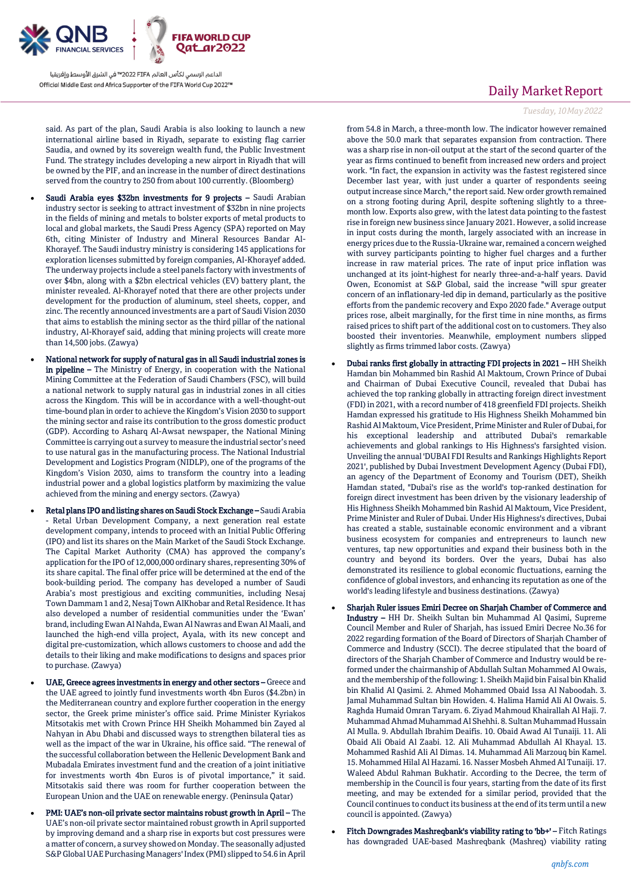said. As part of the plan, Saudi Arabia is also looking to launch a new international airline based in Riyadh, separate to existing flag carrier Saudia, and owned by its sovereign wealth fund, the Public Investment Fund. The strategy includes developing a new airport in Riyadh that will be owned by the PIF, and an increase in the number of direct destinations served from the country to 250 from about 100 currently. (Bloomberg)

- **Saudi Arabia eyes $32bn investments for 9 projects –** Saudi Arabian industry sector is seeking to attract investment of $32bn in nine projects in the fields of mining and metals to bolster exports of metal products to local and global markets, the Saudi Press Agency (SPA) reported on May 6th, citing Minister of Industry and Mineral Resources Bandar Al-Khorayef. The Saudi industry ministry is considering 145 applications for exploration licenses submitted by foreign companies, Al-Khorayef added. The underway projects include a steel panels factory with investments of over $4bn, along with a $2bn electrical vehicles (EV) battery plant, the minister revealed. Al-Khorayef noted that there are other projects under development for the production of aluminum, steel sheets, copper, and zinc. The recently announced investments are a part of Saudi Vision 2030 that aims to establish the mining sector as the third pillar of the national industry, Al-Khorayef said, adding that mining projects will create more than 14,500 jobs. (Zawya)

- **National network for supply of natural gas in all Saudi industrial zones is in pipeline –** The Ministry of Energy, in cooperation with the National Mining Committee at the Federation of Saudi Chambers (FSC), will build a national network to supply natural gas in industrial zones in all cities across the Kingdom. This will be in accordance with a well-thought-out time-bound plan in order to achieve the Kingdom's Vision 2030 to support the mining sector and raise its contribution to the gross domestic product (GDP). According to Asharq Al-Awsat newspaper, the National Mining Committee is carrying out a survey to measure the industrial sector's need to use natural gas in the manufacturing process. The National Industrial Development and Logistics Program (NIDLP), one of the programs of the Kingdom's Vision 2030, aims to transform the country into a leading industrial power and a global logistics platform by maximizing the value achieved from the mining and energy sectors. (Zawya)

- **Retal plans IPO and listing shares on Saudi Stock Exchange –** Saudi Arabia - Retal Urban Development Company, a next generation real estate development company, intends to proceed with an Initial Public Offering (IPO) and list its shares on the Main Market of the Saudi Stock Exchange. The Capital Market Authority (CMA) has approved the company's application for the IPO of 12,000,000 ordinary shares, representing 30% of its share capital. The final offer price will be determined at the end of the book-building period. The company has developed a number of Saudi Arabia's most prestigious and exciting communities, including Nesaj Town Dammam 1 and 2, Nesaj Town AlKhobar and Retal Residence. It has also developed a number of residential communities under the 'Ewan' brand, including Ewan Al Nahda, Ewan Al Nawras and Ewan Al Maali, and launched the high-end villa project, Ayala, with its new concept and digital pre-customization, which allows customers to choose and add the details to their liking and make modifications to designs and spaces prior to purchase. (Zawya)

- **UAE, Greece agrees investments in energy and other sectors –** Greece and the UAE agreed to jointly fund investments worth 4bn Euros ($4.2bn) in the Mediterranean country and explore further cooperation in the energy sector, the Greek prime minister's office said. Prime Minister Kyriakos Mitsotakis met with Crown Prince HH Sheikh Mohammed bin Zayed al Nahyan in Abu Dhabi and discussed ways to strengthen bilateral ties as well as the impact of the war in Ukraine, his office said. "The renewal of the successful collaboration between the Hellenic Development Bank and Mubadala Emirates investment fund and the creation of a joint initiative for investments worth 4bn Euros is of pivotal importance," it said. Mitsotakis said there was room for further cooperation between the European Union and the UAE on renewable energy. (Peninsula Qatar)

- **PMI: UAE's non-oil private sector maintains robust growth in April –** The UAE's non-oil private sector maintained robust growth in April supported by improving demand and a sharp rise in exports but cost pressures were a matter of concern, a survey showed on Monday. The seasonally adjusted S&P Global UAE Purchasing Managers' Index (PMI) slipped to 54.6 in April from 54.8 in March, a three-month low. The indicator however remained above the 50.0 mark that separates expansion from contraction. There was a sharp rise in non-oil output at the start of the second quarter of the year as firms continued to benefit from increased new orders and project work. "In fact, the expansion in activity was the fastest registered since December last year, with just under a quarter of respondents seeing output increase since March," the report said. New order growth remained on a strong footing during April, despite softening slightly to a three-month low. Exports also grew, with the latest data pointing to the fastest rise in foreign new business since January 2021. However, a solid increase in input costs during the month, largely associated with an increase in energy prices due to the Russia-Ukraine war, remained a concern weighed with survey participants pointing to higher fuel charges and a further increase in raw material prices. The rate of input price inflation was unchanged at its joint-highest for nearly three-and-a-half years. David Owen, Economist at S&P Global, said the increase "will spur greater concern of an inflationary-led dip in demand, particularly as the positive efforts from the pandemic recovery and Expo 2020 fade." Average output prices rose, albeit marginally, for the first time in nine months, as firms raised prices to shift part of the additional cost on to customers. They also boosted their inventories. Meanwhile, employment numbers slipped slightly as firms trimmed labor costs. (Zawya)

- **Dubai ranks first globally in attracting FDI projects in 2021 –** HH Sheikh Hamdan bin Mohammed bin Rashid Al Maktoum, Crown Prince of Dubai and Chairman of Dubai Executive Council, revealed that Dubai has achieved the top ranking globally in attracting foreign direct investment (FDI) in 2021, with a record number of 418 greenfield FDI projects. Sheikh Hamdan expressed his gratitude to His Highness Sheikh Mohammed bin Rashid Al Maktoum, Vice President, Prime Minister and Ruler of Dubai, for his exceptional leadership and attributed Dubai's remarkable achievements and global rankings to His Highness's farsighted vision. Unveiling the annual 'DUBAI FDI Results and Rankings Highlights Report 2021', published by Dubai Investment Development Agency (Dubai FDI), an agency of the Department of Economy and Tourism (DET), Sheikh Hamdan stated, "Dubai's rise as the world's top-ranked destination for foreign direct investment has been driven by the visionary leadership of His Highness Sheikh Mohammed bin Rashid Al Maktoum, Vice President, Prime Minister and Ruler of Dubai. Under His Highness's directives, Dubai has created a stable, sustainable economic environment and a vibrant business ecosystem for companies and entrepreneurs to launch new ventures, tap new opportunities and expand their business both in the country and beyond its borders. Over the years, Dubai has also demonstrated its resilience to global economic fluctuations, earning the confidence of global investors, and enhancing its reputation as one of the world's leading lifestyle and business destinations. (Zawya)

- **Sharjah Ruler issues Emiri Decree on Sharjah Chamber of Commerce and Industry –** HH Dr. Sheikh Sultan bin Muhammad Al Qasimi, Supreme Council Member and Ruler of Sharjah, has issued Emiri Decree No.36 for 2022 regarding formation of the Board of Directors of Sharjah Chamber of Commerce and Industry (SCCI). The decree stipulated that the board of directors of the Sharjah Chamber of Commerce and Industry would be re-formed under the chairmanship of Abdullah Sultan Mohammed Al Owais, and the membership of the following: 1. Sheikh Majid bin Faisal bin Khalid bin Khalid Al Qasimi. 2. Ahmed Mohammed Obaid Issa Al Naboodah. 3. Jamal Muhammad Sultan bin Howiden. 4. Halima Hamid Ali Al Owais. 5. Raghda Humaid Omran Taryam. 6. Ziyad Mahmoud Khairallah Al Haji. 7. Muhammad Ahmad Muhammad Al Shehhi. 8. Sultan Muhammad Hussain Al Mulla. 9. Abdullah Ibrahim Deaifis. 10. Obaid Awad Ali Al Tunaiji. 11. Ali Obaid Ali Obaid Al Zaabi. 12. Ali Muhammad Abdullah Al Khayal. 13. Mohammed Rashid Ali Al Dimas. 14. Muhammad Ali Marzouq bin Kamel. 15. Mohammed Hilal Al Hazami. 16. Nasser Mosbeh Ahmed Al Tunaiji. 17. Waleed Abdul Rahman Bukhatir. According to the Decree, the term of membership in the Council is four years, starting from the date of its first meeting, and may be extended for a similar period, provided that the Council continues to conduct its business at the end of its term until a new council is appointed. (Zawya)

- **Fitch Downgrades Mashreqbank's viability rating to 'bb+' –** Fitch Ratings has downgraded UAE-based Mashreqbank (Mashreq) viability rating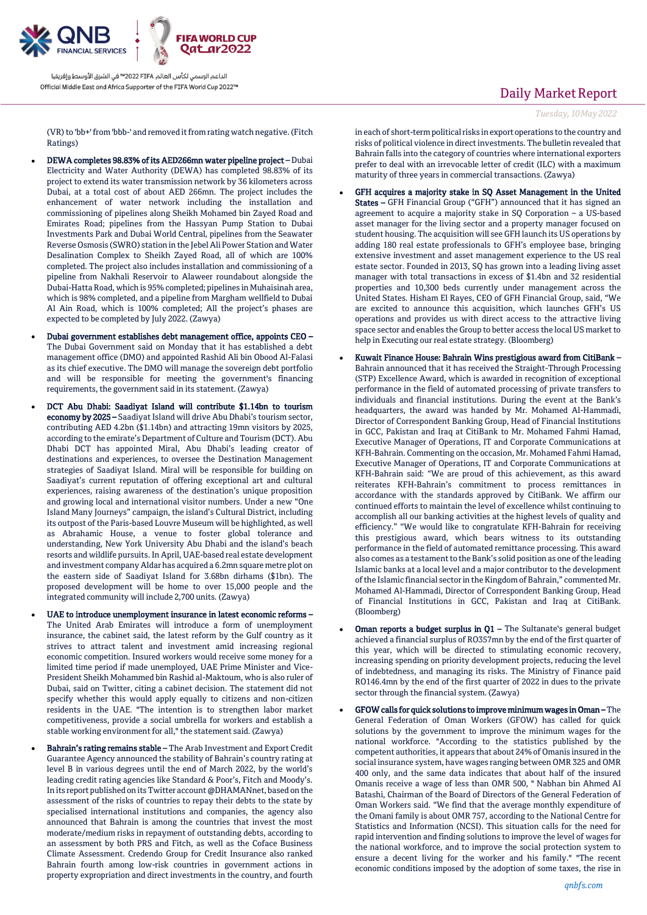(VR) to 'bb+' from 'bbb-' and removed it from rating watch negative. (Fitch Ratings)

- **DEWA completes 98.83% of its AED266mn water pipeline project** – Dubai Electricity and Water Authority (DEWA) has completed 98.83% of its project to extend its water transmission network by 36 kilometers across Dubai, at a total cost of about AED 266mn. The project includes the enhancement of water network including the installation and commissioning of pipelines along Sheikh Mohamed bin Zayed Road and Emirates Road; pipelines from the Hassyan Pump Station to Dubai Investments Park and Dubai World Central, pipelines from the Seawater Reverse Osmosis (SWRO) station in the Jebel Ali Power Station and Water Desalination Complex to Sheikh Zayed Road, all of which are 100% completed. The project also includes installation and commissioning of a pipeline from Nakhali Reservoir to Alaweer roundabout alongside the Dubai-Hatta Road, which is 95% completed; pipelines in Muhaisinah area, which is 98% completed, and a pipeline from Margham wellfield to Dubai Al Ain Road, which is 100% completed; All the project's phases are expected to be completed by July 2022. (Zawya)

- **Dubai government establishes debt management office, appoints CEO** – The Dubai Government said on Monday that it has established a debt management office (DMO) and appointed Rashid Ali bin Obood Al-Falasi as its chief executive. The DMO will manage the sovereign debt portfolio and will be responsible for meeting the government's financing requirements, the government said in its statement. (Zawya)

- **DCT Abu Dhabi: Saadiyat Island will contribute $1.14bn to tourism economy by 2025** – Saadiyat Island will drive Abu Dhabi's tourism sector, contributing AED 4.2bn ($1.14bn) and attracting 19mn visitors by 2025, according to the emirate's Department of Culture and Tourism (DCT). Abu Dhabi DCT has appointed Miral, Abu Dhabi's leading creator of destinations and experiences, to oversee the Destination Management strategies of Saadiyat Island. Miral will be responsible for building on Saadiyat's current reputation of offering exceptional art and cultural experiences, raising awareness of the destination's unique proposition and growing local and international visitor numbers. Under a new "One Island Many Journeys" campaign, the island's Cultural District, including its outpost of the Paris-based Louvre Museum will be highlighted, as well as Abrahamic House, a venue to foster global tolerance and understanding, New York University Abu Dhabi and the island's beach resorts and wildlife pursuits. In April, UAE-based real estate development and investment company Aldar has acquired a 6.2mn square metre plot on the eastern side of Saadiyat Island for 3.68bn dirhams ($1bn). The proposed development will be home to over 15,000 people and the integrated community will include 2,700 units. (Zawya)

- **UAE to introduce unemployment insurance in latest economic reforms** – The United Arab Emirates will introduce a form of unemployment insurance, the cabinet said, the latest reform by the Gulf country as it strives to attract talent and investment amid increasing regional economic competition. Insured workers would receive some money for a limited time period if made unemployed, UAE Prime Minister and Vice-President Sheikh Mohammed bin Rashid al-Maktoum, who is also ruler of Dubai, said on Twitter, citing a cabinet decision. The statement did not specify whether this would apply equally to citizens and non-citizen residents in the UAE. "The intention is to strengthen labor market competitiveness, provide a social umbrella for workers and establish a stable working environment for all," the statement said. (Zawya)

- **Bahrain's rating remains stable** – The Arab Investment and Export Credit Guarantee Agency announced the stability of Bahrain's country rating at level B in various degrees until the end of March 2022, by the world's leading credit rating agencies like Standard & Poor's, Fitch and Moody's. In its report published on its Twitter account @DHAMANnet, based on the assessment of the risks of countries to repay their debts to the state by specialised international institutions and companies, the agency also announced that Bahrain is among the countries that invest the most moderate/medium risks in repayment of outstanding debts, according to an assessment by both PRS and Fitch, as well as the Coface Business Climate Assessment. Credendo Group for Credit Insurance also ranked Bahrain fourth among low-risk countries in government actions in property expropriation and direct investments in the country, and fourth in each of short-term political risks in export operations to the country and risks of political violence in direct investments. The bulletin revealed that Bahrain falls into the category of countries where international exporters prefer to deal with an irrevocable letter of credit (ILC) with a maximum maturity of three years in commercial transactions. (Zawya)

- **GFH acquires a majority stake in SQ Asset Management in the United States** – GFH Financial Group ("GFH") announced that it has signed an agreement to acquire a majority stake in SQ Corporation – a US-based asset manager for the living sector and a property manager focused on student housing. The acquisition will see GFH launch its US operations by adding 180 real estate professionals to GFH's employee base, bringing extensive investment and asset management experience to the US real estate sector. Founded in 2013, SQ has grown into a leading living asset manager with total transactions in excess of $1.4bn and 32 residential properties and 10,300 beds currently under management across the United States. Hisham El Rayes, CEO of GFH Financial Group, said, "We are excited to announce this acquisition, which launches GFH's US operations and provides us with direct access to the attractive living space sector and enables the Group to better access the local US market to help in Executing our real estate strategy. (Bloomberg)

- **Kuwait Finance House: Bahrain Wins prestigious award from CitiBank** – Bahrain announced that it has received the Straight-Through Processing (STP) Excellence Award, which is awarded in recognition of exceptional performance in the field of automated processing of private transfers to individuals and financial institutions. During the event at the Bank's headquarters, the award was handed by Mr. Mohamed Al-Hammadi, Director of Correspondent Banking Group, Head of Financial Institutions in GCC, Pakistan and Iraq at CitiBank to Mr. Mohamed Fahmi Hamad, Executive Manager of Operations, IT and Corporate Communications at KFH-Bahrain. Commenting on the occasion, Mr. Mohamed Fahmi Hamad, Executive Manager of Operations, IT and Corporate Communications at KFH-Bahrain said: "We are proud of this achievement, as this award reiterates KFH-Bahrain's commitment to process remittances in accordance with the standards approved by CitiBank. We affirm our continued efforts to maintain the level of excellence whilst continuing to accomplish all our banking activities at the highest levels of quality and efficiency." "We would like to congratulate KFH-Bahrain for receiving this prestigious award, which bears witness to its outstanding performance in the field of automated remittance processing. This award also comes as a testament to the Bank's solid position as one of the leading Islamic banks at a local level and a major contributor to the development of the Islamic financial sector in the Kingdom of Bahrain," commented Mr. Mohamed Al-Hammadi, Director of Correspondent Banking Group, Head of Financial Institutions in GCC, Pakistan and Iraq at CitiBank. (Bloomberg)

- **Oman reports a budget surplus in Q1** – The Sultanate's general budget achieved a financial surplus of RO357mn by the end of the first quarter of this year, which will be directed to stimulating economic recovery, increasing spending on priority development projects, reducing the level of indebtedness, and managing its risks. The Ministry of Finance paid RO146.4mn by the end of the first quarter of 2022 in dues to the private sector through the financial system. (Zawya)

- **GFOW calls for quick solutions to improve minimum wages in Oman** – The General Federation of Oman Workers (GFOW) has called for quick solutions by the government to improve the minimum wages for the national workforce. "According to the statistics published by the competent authorities, it appears that about 24% of Omanis insured in the social insurance system, have wages ranging between OMR 325 and OMR 400 only, and the same data indicates that about half of the insured Omanis receive a wage of less than OMR 500, " Nabhan bin Ahmed Al Batashi, Chairman of the Board of Directors of the General Federation of Oman Workers said. "We find that the average monthly expenditure of the Omani family is about OMR 757, according to the National Centre for Statistics and Information (NCSI). This situation calls for the need for rapid intervention and finding solutions to improve the level of wages for the national workforce, and to improve the social protection system to ensure a decent living for the worker and his family." "The recent economic conditions imposed by the adoption of some taxes, the rise in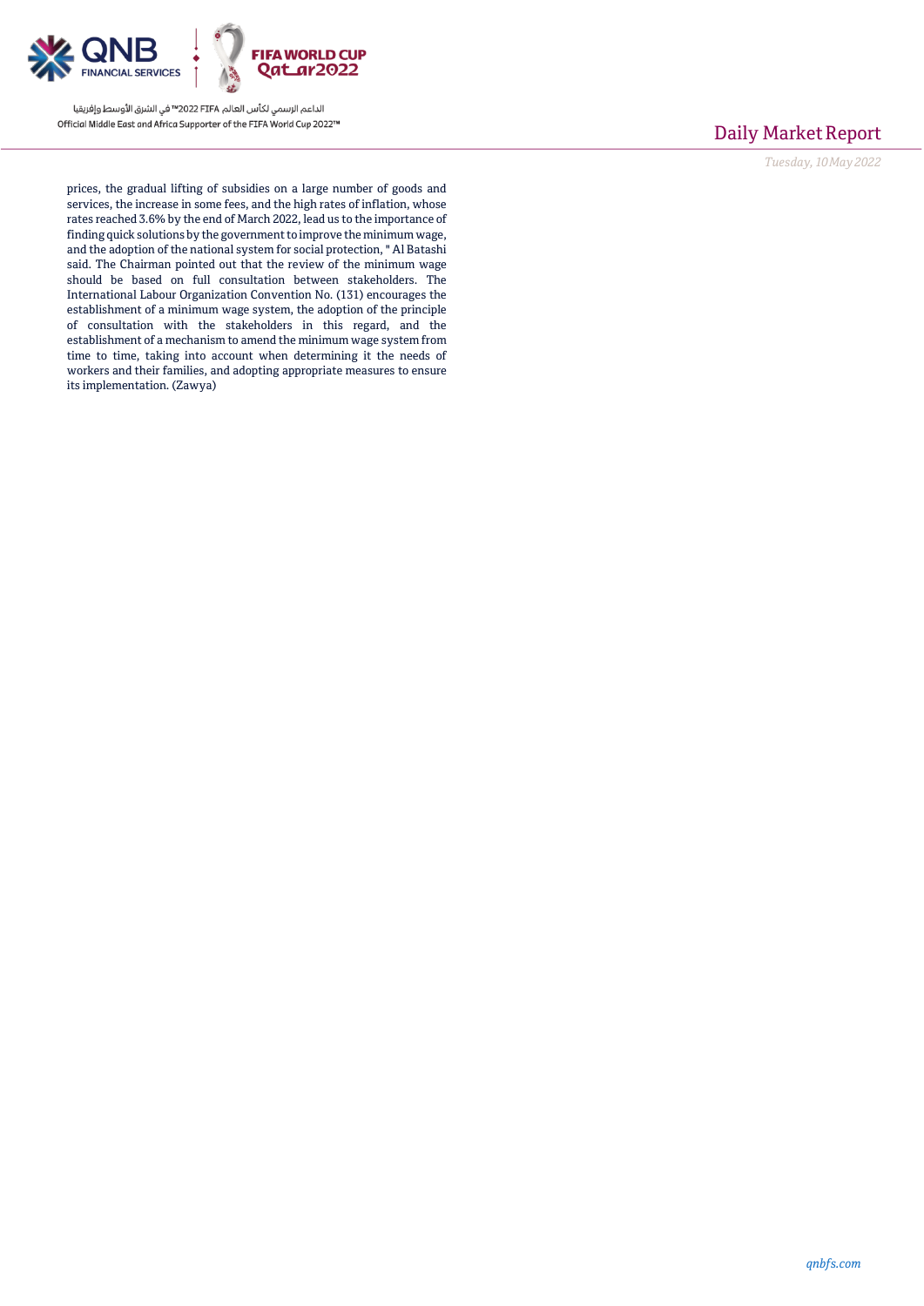prices, the gradual lifting of subsidies on a large number of goods and services, the increase in some fees, and the high rates of inflation, whose rates reached 3.6% by the end of March 2022, lead us to the importance of finding quick solutions by the government to improve the minimum wage, and the adoption of the national system for social protection, " Al Batashi said. The Chairman pointed out that the review of the minimum wage should be based on full consultation between stakeholders. The International Labour Organization Convention No. (131) encourages the establishment of a minimum wage system, the adoption of the principle of consultation with the stakeholders in this regard, and the establishment of a mechanism to amend the minimum wage system from time to time, taking into account when determining it the needs of workers and their families, and adopting appropriate measures to ensure its implementation. (Zawya)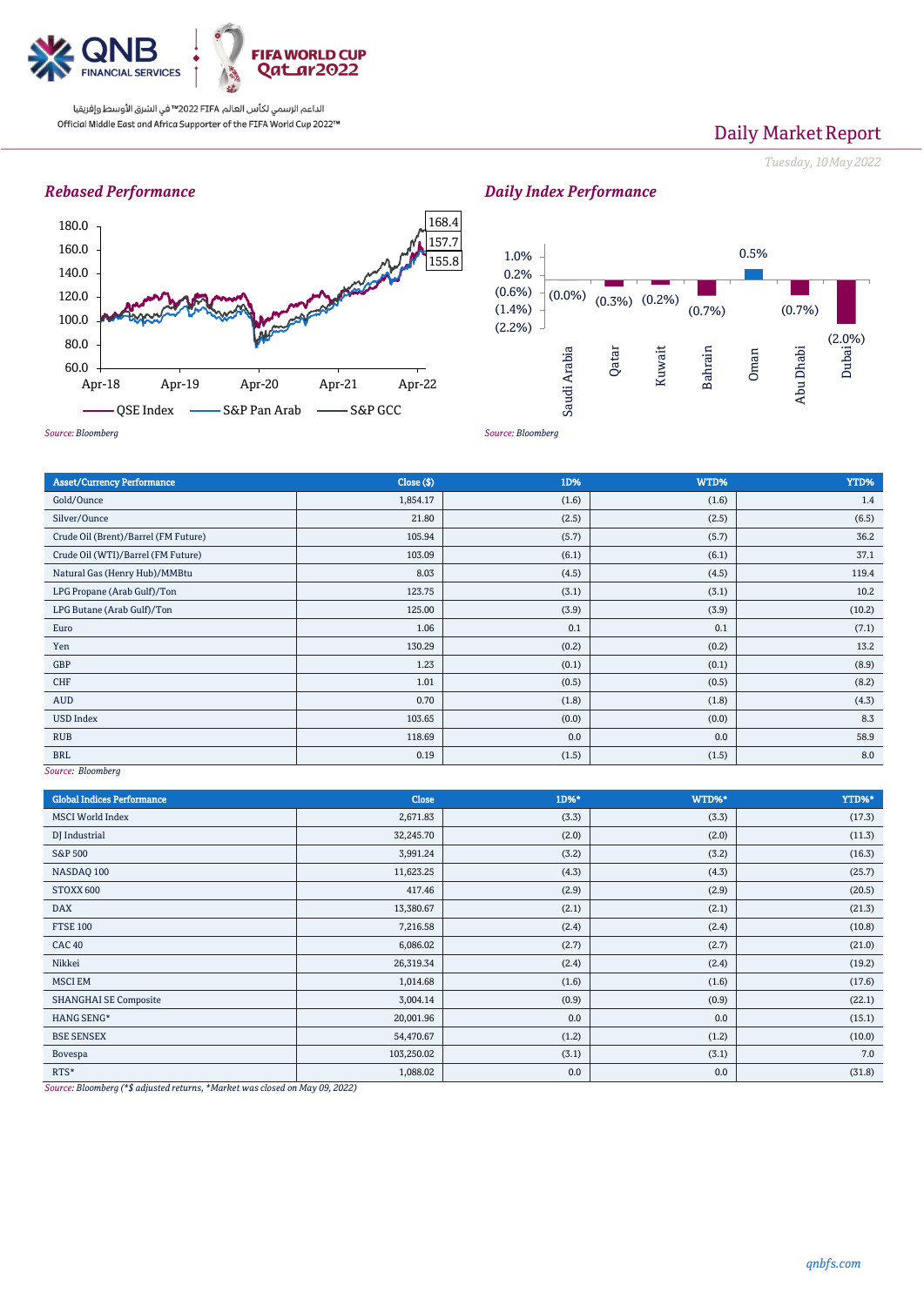Daily Market Report

*Tuesday, 10 May 2022*

## Rebased Performance

| | |
|---|---|
| QSE Index | 168.4 |
| S&P Pan Arab | 155.8 |
| S&P GCC | 157.7 |

*Source: Bloomberg*

## Daily Index Performance

| Market | Change |
|---|---|
| Saudi Arabia | (0.0%) |
| Qatar | (0.3%) |
| Kuwait | (0.2%) |
| Bahrain | (0.7%) |
| Oman | 0.5% |
| Abu Dhabi | (0.7%) |
| Dubai | (2.0%) |

*Source: Bloomberg*

| Asset/Currency Performance | Close ($) | 1D% | WTD% | YTD% |
|---|---|---|---|---|
| Gold/Ounce | 1,854.17 | (1.6) | (1.6) | 1.4 |
| Silver/Ounce | 21.80 | (2.5) | (2.5) | (6.5) |
| Crude Oil (Brent)/Barrel (FM Future) | 105.94 | (5.7) | (5.7) | 36.2 |
| Crude Oil (WTI)/Barrel (FM Future) | 103.09 | (6.1) | (6.1) | 37.1 |
| Natural Gas (Henry Hub)/MMBtu | 8.03 | (4.5) | (4.5) | 119.4 |
| LPG Propane (Arab Gulf)/Ton | 123.75 | (3.1) | (3.1) | 10.2 |
| LPG Butane (Arab Gulf)/Ton | 125.00 | (3.9) | (3.9) | (10.2) |
| Euro | 1.06 | 0.1 | 0.1 | (7.1) |
| Yen | 130.29 | (0.2) | (0.2) | 13.2 |
| GBP | 1.23 | (0.1) | (0.1) | (8.9) |
| CHF | 1.01 | (0.5) | (0.5) | (8.2) |
| AUD | 0.70 | (1.8) | (1.8) | (4.3) |
| USD Index | 103.65 | (0.0) | (0.0) | 8.3 |
| RUB | 118.69 | 0.0 | 0.0 | 58.9 |
| BRL | 0.19 | (1.5) | (1.5) | 8.0 |

*Source: Bloomberg*

| Global Indices Performance | Close | 1D%* | WTD%* | YTD%* |
|---|---|---|---|---|
| MSCI World Index | 2,671.83 | (3.3) | (3.3) | (17.3) |
| DJ Industrial | 32,245.70 | (2.0) | (2.0) | (11.3) |
| S&P 500 | 3,991.24 | (3.2) | (3.2) | (16.3) |
| NASDAQ 100 | 11,623.25 | (4.3) | (4.3) | (25.7) |
| STOXX 600 | 417.46 | (2.9) | (2.9) | (20.5) |
| DAX | 13,380.67 | (2.1) | (2.1) | (21.3) |
| FTSE 100 | 7,216.58 | (2.4) | (2.4) | (10.8) |
| CAC 40 | 6,086.02 | (2.7) | (2.7) | (21.0) |
| Nikkei | 26,319.34 | (2.4) | (2.4) | (19.2) |
| MSCI EM | 1,014.68 | (1.6) | (1.6) | (17.6) |
| SHANGHAI SE Composite | 3,004.14 | (0.9) | (0.9) | (22.1) |
| HANG SENG* | 20,001.96 | 0.0 | 0.0 | (15.1) |
| BSE SENSEX | 54,470.67 | (1.2) | (1.2) | (10.0) |
| Bovespa | 103,250.02 | (3.1) | (3.1) | 7.0 |
| RTS* | 1,088.02 | 0.0 | 0.0 | (31.8) |

*Source: Bloomberg (*$ adjusted returns, *Market was closed on May 09, 2022)*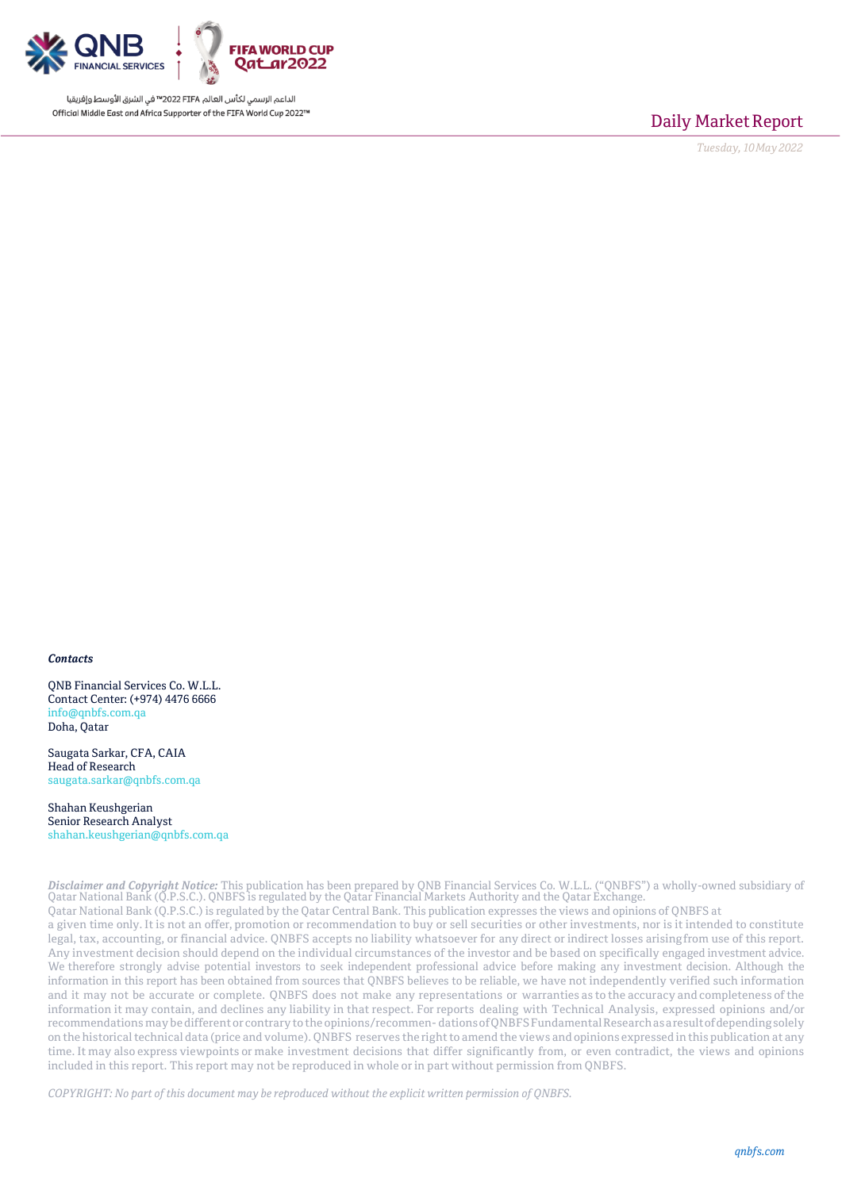Daily Market Report

*Tuesday, 10 May 2022*

***Contacts***

QNB Financial Services Co. W.L.L.
Contact Center: (+974) 4476 6666
info@qnbfs.com.qa
Doha, Qatar

Saugata Sarkar, CFA, CAIA
Head of Research
saugata.sarkar@qnbfs.com.qa

Shahan Keushgerian
Senior Research Analyst
shahan.keushgerian@qnbfs.com.qa

***Disclaimer and Copyright Notice:*** This publication has been prepared by QNB Financial Services Co. W.L.L. ("QNBFS") a wholly-owned subsidiary of Qatar National Bank (Q.P.S.C.). QNBFS is regulated by the Qatar Financial Markets Authority and the Qatar Exchange. Qatar National Bank (Q.P.S.C.) is regulated by the Qatar Central Bank. This publication expresses the views and opinions of QNBFS at a given time only. It is not an offer, promotion or recommendation to buy or sell securities or other investments, nor is it intended to constitute legal, tax, accounting, or financial advice. QNBFS accepts no liability whatsoever for any direct or indirect losses arising from use of this report. Any investment decision should depend on the individual circumstances of the investor and be based on specifically engaged investment advice. We therefore strongly advise potential investors to seek independent professional advice before making any investment decision. Although the information in this report has been obtained from sources that QNBFS believes to be reliable, we have not independently verified such information and it may not be accurate or complete. QNBFS does not make any representations or warranties as to the accuracy and completeness of the information it may contain, and declines any liability in that respect. For reports dealing with Technical Analysis, expressed opinions and/or recommendations may be different or contrary to the opinions/recommen- dations of QNBFS Fundamental Research as a result of depending solely on the historical technical data (price and volume). QNBFS reserves the right to amend the views and opinions expressed in this publication at any time. It may also express viewpoints or make investment decisions that differ significantly from, or even contradict, the views and opinions included in this report. This report may not be reproduced in whole or in part without permission from QNBFS.

*COPYRIGHT: No part of this document may be reproduced without the explicit written permission of QNBFS.*

*qnbfs.com*